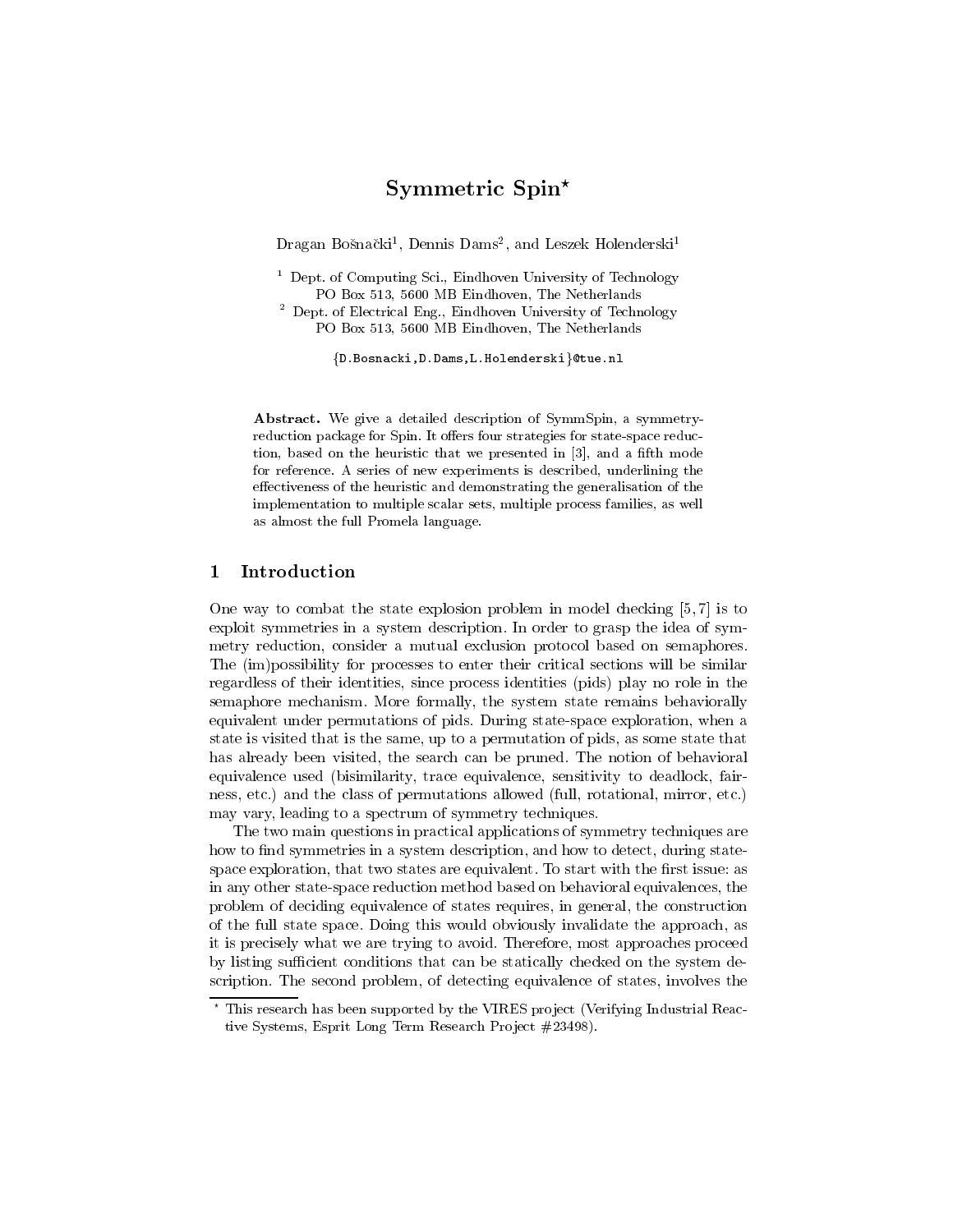# Symmetric Spin*

Dragan Bošnački[1], Dennis Dams[2], and Leszek Holenderski[1]

[1] Dept. of Computing Sci., Eindhoven University of Technology
PO Box 513, 5600 MB Eindhoven, The Netherlands

[2] Dept. of Electrical Eng., Eindhoven University of Technology
PO Box 513, 5600 MB Eindhoven, The Netherlands

{D.Bosnacki,D.Dams,L.Holenderski}@tue.nl

**Abstract.** We give a detailed description of SymmSpin, a symmetry-reduction package for Spin. It offers four strategies for state-space reduction, based on the heuristic that we presented in [3], and a fifth mode for reference. A series of new experiments is described, underlining the effectiveness of the heuristic and demonstrating the generalisation of the implementation to multiple scalar sets, multiple process families, as well as almost the full Promela language.

## 1 Introduction

One way to combat the state explosion problem in model checking [5, 7] is to exploit symmetries in a system description. In order to grasp the idea of symmetry reduction, consider a mutual exclusion protocol based on semaphores. The (im)possibility for processes to enter their critical sections will be similar regardless of their identities, since process identities (pids) play no role in the semaphore mechanism. More formally, the system state remains behaviorally equivalent under permutations of pids. During state-space exploration, when a state is visited that is the same, up to a permutation of pids, as some state that has already been visited, the search can be pruned. The notion of behavioral equivalence used (bisimilarity, trace equivalence, sensitivity to deadlock, fairness, etc.) and the class of permutations allowed (full, rotational, mirror, etc.) may vary, leading to a spectrum of symmetry techniques.

The two main questions in practical applications of symmetry techniques are how to find symmetries in a system description, and how to detect, during state-space exploration, that two states are equivalent. To start with the first issue: as in any other state-space reduction method based on behavioral equivalences, the problem of deciding equivalence of states requires, in general, the construction of the full state space. Doing this would obviously invalidate the approach, as it is precisely what we are trying to avoid. Therefore, most approaches proceed by listing sufficient conditions that can be statically checked on the system description. The second problem, of detecting equivalence of states, involves the

* This research has been supported by the VIRES project (Verifying Industrial Reactive Systems, Esprit Long Term Research Project #23498).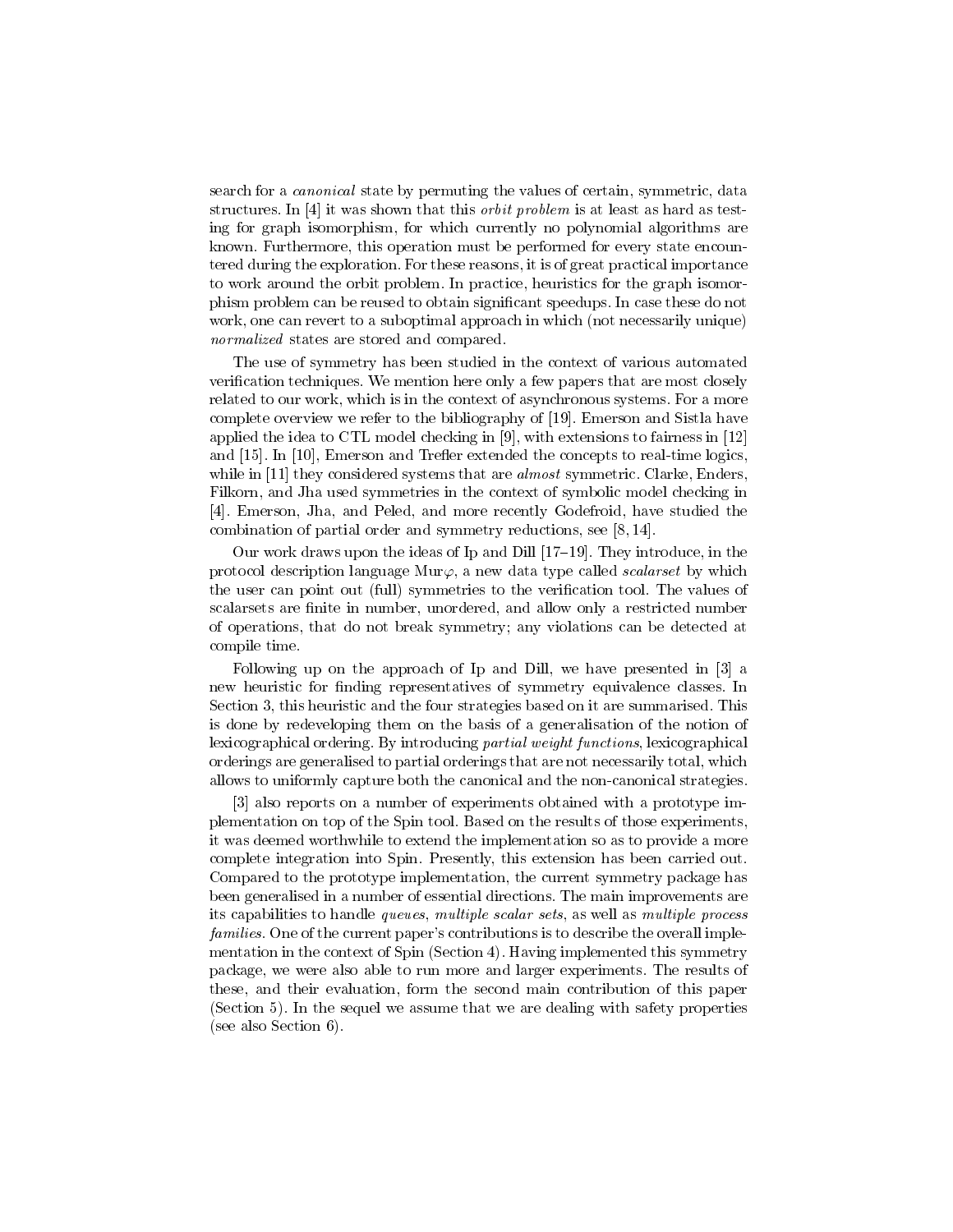search for a *canonical* state by permuting the values of certain, symmetric, data structures. In [4] it was shown that this *orbit problem* is at least as hard as testing for graph isomorphism, for which currently no polynomial algorithms are known. Furthermore, this operation must be performed for every state encountered during the exploration. For these reasons, it is of great practical importance to work around the orbit problem. In practice, heuristics for the graph isomorphism problem can be reused to obtain significant speedups. In case these do not work, one can revert to a suboptimal approach in which (not necessarily unique) *normalized* states are stored and compared.

The use of symmetry has been studied in the context of various automated verification techniques. We mention here only a few papers that are most closely related to our work, which is in the context of asynchronous systems. For a more complete overview we refer to the bibliography of [19]. Emerson and Sistla have applied the idea to CTL model checking in [9], with extensions to fairness in [12] and [15]. In [10], Emerson and Trefler extended the concepts to real-time logics, while in [11] they considered systems that are *almost* symmetric. Clarke, Enders, Filkorn, and Jha used symmetries in the context of symbolic model checking in [4]. Emerson, Jha, and Peled, and more recently Godefroid, have studied the combination of partial order and symmetry reductions, see [8, 14].

Our work draws upon the ideas of Ip and Dill [17–19]. They introduce, in the protocol description language Mur$\varphi$, a new data type called *scalarset* by which the user can point out (full) symmetries to the verification tool. The values of scalarsets are finite in number, unordered, and allow only a restricted number of operations, that do not break symmetry; any violations can be detected at compile time.

Following up on the approach of Ip and Dill, we have presented in [3] a new heuristic for finding representatives of symmetry equivalence classes. In Section 3, this heuristic and the four strategies based on it are summarised. This is done by redeveloping them on the basis of a generalisation of the notion of lexicographical ordering. By introducing *partial weight functions*, lexicographical orderings are generalised to partial orderings that are not necessarily total, which allows to uniformly capture both the canonical and the non-canonical strategies.

[3] also reports on a number of experiments obtained with a prototype implementation on top of the Spin tool. Based on the results of those experiments, it was deemed worthwhile to extend the implementation so as to provide a more complete integration into Spin. Presently, this extension has been carried out. Compared to the prototype implementation, the current symmetry package has been generalised in a number of essential directions. The main improvements are its capabilities to handle *queues*, *multiple scalar sets*, as well as *multiple process families*. One of the current paper's contributions is to describe the overall implementation in the context of Spin (Section 4). Having implemented this symmetry package, we were also able to run more and larger experiments. The results of these, and their evaluation, form the second main contribution of this paper (Section 5). In the sequel we assume that we are dealing with safety properties (see also Section 6).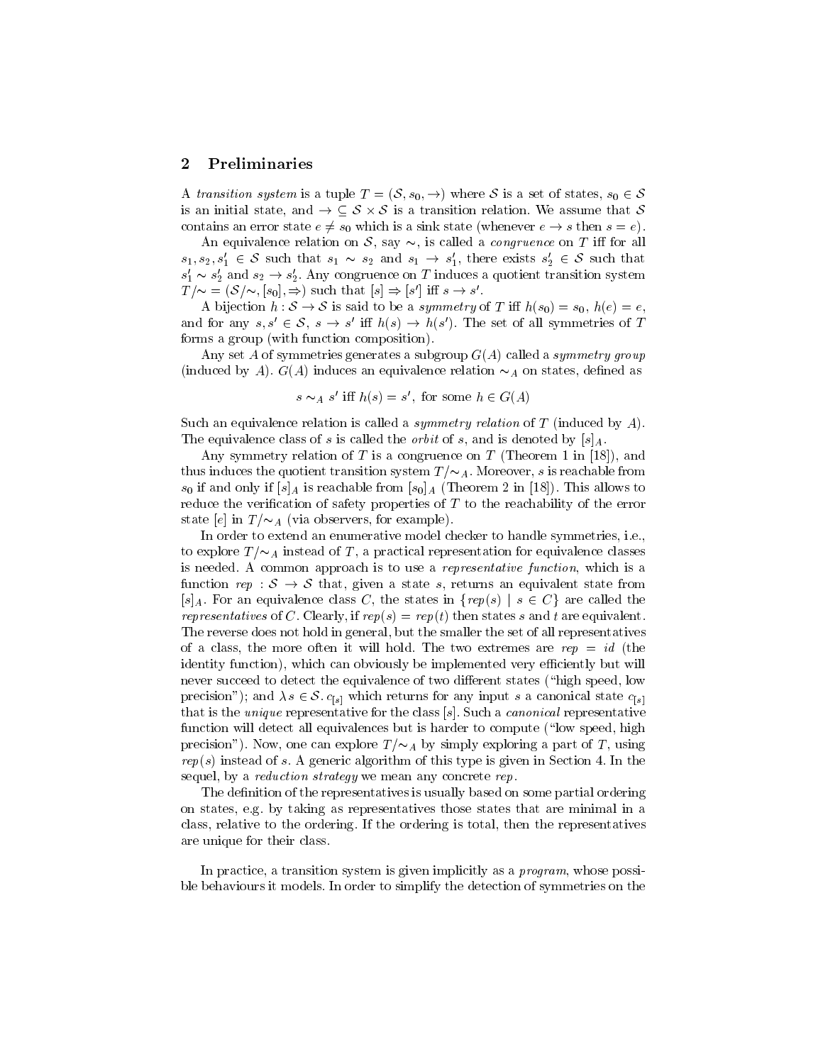## 2 Preliminaries

A *transition system* is a tuple $T = (\mathcal{S}, s_0, \rightarrow)$ where $\mathcal{S}$ is a set of states, $s_0 \in \mathcal{S}$ is an initial state, and $\rightarrow \subseteq \mathcal{S} \times \mathcal{S}$ is a transition relation. We assume that $\mathcal{S}$ contains an error state $e \neq s_0$ which is a sink state (whenever $e \rightarrow s$ then $s = e$).

An equivalence relation on $\mathcal{S}$, say $\sim$, is called a *congruence* on $T$ iff for all $s_1, s_2, s_1' \in \mathcal{S}$ such that $s_1 \sim s_2$ and $s_1 \rightarrow s_1'$, there exists $s_2' \in \mathcal{S}$ such that $s_1' \sim s_2'$ and $s_2 \rightarrow s_2'$. Any congruence on $T$ induces a quotient transition system $T/\!\sim\, = (\mathcal{S}/\!\sim, [s_0], \Rightarrow)$ such that $[s] \Rightarrow [s']$ iff $s \rightarrow s'$.

A bijection $h : \mathcal{S} \rightarrow \mathcal{S}$ is said to be a *symmetry* of $T$ iff $h(s_0) = s_0$, $h(e) = e$, and for any $s, s' \in \mathcal{S}$, $s \rightarrow s'$ iff $h(s) \rightarrow h(s')$. The set of all symmetries of $T$ forms a group (with function composition).

Any set $A$ of symmetries generates a subgroup $G(A)$ called a *symmetry group* (induced by $A$). $G(A)$ induces an equivalence relation $\sim_A$ on states, defined as

$$s \sim_A s' \text{ iff } h(s) = s', \text{ for some } h \in G(A)$$

Such an equivalence relation is called a *symmetry relation* of $T$ (induced by $A$). The equivalence class of $s$ is called the *orbit* of $s$, and is denoted by $[s]_A$.

Any symmetry relation of $T$ is a congruence on $T$ (Theorem 1 in [18]), and thus induces the quotient transition system $T/\!\sim_A$. Moreover, $s$ is reachable from $s_0$ if and only if $[s]_A$ is reachable from $[s_0]_A$ (Theorem 2 in [18]). This allows to reduce the verification of safety properties of $T$ to the reachability of the error state $[e]$ in $T/\!\sim_A$ (via observers, for example).

In order to extend an enumerative model checker to handle symmetries, i.e., to explore $T/\!\sim_A$ instead of $T$, a practical representation for equivalence classes is needed. A common approach is to use a *representative function*, which is a function $rep : \mathcal{S} \rightarrow \mathcal{S}$ that, given a state $s$, returns an equivalent state from $[s]_A$. For an equivalence class $C$, the states in $\{rep(s) \mid s \in C\}$ are called the *representatives* of $C$. Clearly, if $rep(s) = rep(t)$ then states $s$ and $t$ are equivalent. The reverse does not hold in general, but the smaller the set of all representatives of a class, the more often it will hold. The two extremes are $rep = id$ (the identity function), which can obviously be implemented very efficiently but will never succeed to detect the equivalence of two different states ("high speed, low precision"); and $\lambda s \in \mathcal{S}.\, c_{[s]}$ which returns for any input $s$ a canonical state $c_{[s]}$ that is the *unique* representative for the class $[s]$. Such a *canonical* representative function will detect all equivalences but is harder to compute ("low speed, high precision"). Now, one can explore $T/\!\sim_A$ by simply exploring a part of $T$, using $rep(s)$ instead of $s$. A generic algorithm of this type is given in Section 4. In the sequel, by a *reduction strategy* we mean any concrete $rep$.

The definition of the representatives is usually based on some partial ordering on states, e.g. by taking as representatives those states that are minimal in a class, relative to the ordering. If the ordering is total, then the representatives are unique for their class.

In practice, a transition system is given implicitly as a *program*, whose possible behaviours it models. In order to simplify the detection of symmetries on the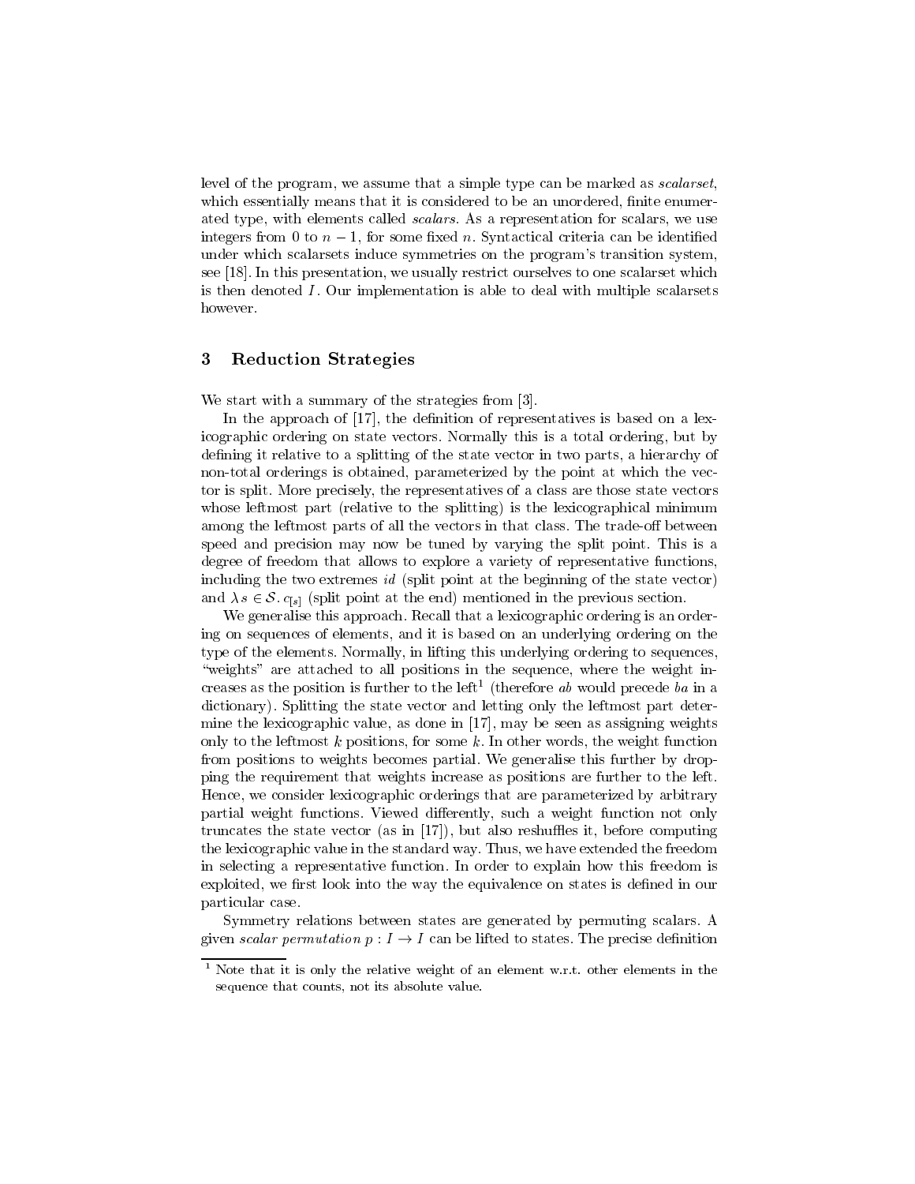level of the program, we assume that a simple type can be marked as *scalarset*, which essentially means that it is considered to be an unordered, finite enumerated type, with elements called *scalars*. As a representation for scalars, we use integers from 0 to $n-1$, for some fixed $n$. Syntactical criteria can be identified under which scalarsets induce symmetries on the program's transition system, see [18]. In this presentation, we usually restrict ourselves to one scalarset which is then denoted $I$. Our implementation is able to deal with multiple scalarsets however.

## 3 Reduction Strategies

We start with a summary of the strategies from [3].

In the approach of [17], the definition of representatives is based on a lexicographic ordering on state vectors. Normally this is a total ordering, but by defining it relative to a splitting of the state vector in two parts, a hierarchy of non-total orderings is obtained, parameterized by the point at which the vector is split. More precisely, the representatives of a class are those state vectors whose leftmost part (relative to the splitting) is the lexicographical minimum among the leftmost parts of all the vectors in that class. The trade-off between speed and precision may now be tuned by varying the split point. This is a degree of freedom that allows to explore a variety of representative functions, including the two extremes *id* (split point at the beginning of the state vector) and $\lambda s \in \mathcal{S}.\, c_{[s]}$ (split point at the end) mentioned in the previous section.

We generalise this approach. Recall that a lexicographic ordering is an ordering on sequences of elements, and it is based on an underlying ordering on the type of the elements. Normally, in lifting this underlying ordering to sequences, "weights" are attached to all positions in the sequence, where the weight increases as the position is further to the left[1] (therefore *ab* would precede *ba* in a dictionary). Splitting the state vector and letting only the leftmost part determine the lexicographic value, as done in [17], may be seen as assigning weights only to the leftmost $k$ positions, for some $k$. In other words, the weight function from positions to weights becomes partial. We generalise this further by dropping the requirement that weights increase as positions are further to the left. Hence, we consider lexicographic orderings that are parameterized by arbitrary partial weight functions. Viewed differently, such a weight function not only truncates the state vector (as in [17]), but also reshuffles it, before computing the lexicographic value in the standard way. Thus, we have extended the freedom in selecting a representative function. In order to explain how this freedom is exploited, we first look into the way the equivalence on states is defined in our particular case.

Symmetry relations between states are generated by permuting scalars. A given *scalar permutation* $p : I \to I$ can be lifted to states. The precise definition

[1] Note that it is only the relative weight of an element w.r.t. other elements in the sequence that counts, not its absolute value.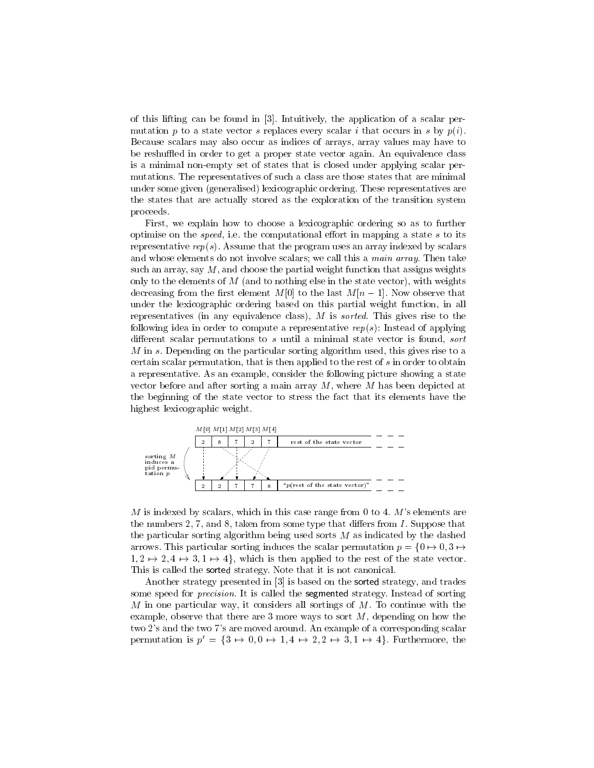of this lifting can be found in [3]. Intuitively, the application of a scalar permutation $p$ to a state vector $s$ replaces every scalar $i$ that occurs in $s$ by $p(i)$. Because scalars may also occur as indices of arrays, array values may have to be reshuffled in order to get a proper state vector again. An equivalence class is a minimal non-empty set of states that is closed under applying scalar permutations. The representatives of such a class are those states that are minimal under some given (generalised) lexicographic ordering. These representatives are the states that are actually stored as the exploration of the transition system proceeds.

First, we explain how to choose a lexicographic ordering so as to further optimise on the *speed*, i.e. the computational effort in mapping a state $s$ to its representative $rep(s)$. Assume that the program uses an array indexed by scalars and whose elements do not involve scalars; we call this a *main array*. Then take such an array, say $M$, and choose the partial weight function that assigns weights only to the elements of $M$ (and to nothing else in the state vector), with weights decreasing from the first element $M[0]$ to the last $M[n-1]$. Now observe that under the lexicographic ordering based on this partial weight function, in all representatives (in any equivalence class), $M$ is *sorted*. This gives rise to the following idea in order to compute a representative $rep(s)$: Instead of applying different scalar permutations to $s$ until a minimal state vector is found, *sort* $M$ in $s$. Depending on the particular sorting algorithm used, this gives rise to a certain scalar permutation, that is then applied to the rest of $s$ in order to obtain a representative. As an example, consider the following picture showing a state vector before and after sorting a main array $M$, where $M$ has been depicted at the beginning of the state vector to stress the fact that its elements have the highest lexicographic weight.

$M[0]$ $M[1]$ $M[2]$ $M[3]$ $M[4]$

2 8 7 2 7 rest of the state vector

sorting $M$ induces a pid permutation $p$

2 2 7 7 8 "$p$(rest of the state vector)"

$M$ is indexed by scalars, which in this case range from 0 to 4. $M$'s elements are the numbers 2, 7, and 8, taken from some type that differs from $I$. Suppose that the particular sorting algorithm being used sorts $M$ as indicated by the dashed arrows. This particular sorting induces the scalar permutation $p = \{0 \mapsto 0, 3 \mapsto 1, 2 \mapsto 2, 4 \mapsto 3, 1 \mapsto 4\}$, which is then applied to the rest of the state vector. This is called the sorted strategy. Note that it is not canonical.

Another strategy presented in [3] is based on the sorted strategy, and trades some speed for *precision*. It is called the segmented strategy. Instead of sorting $M$ in one particular way, it considers all sortings of $M$. To continue with the example, observe that there are 3 more ways to sort $M$, depending on how the two 2's and the two 7's are moved around. An example of a corresponding scalar permutation is $p' = \{3 \mapsto 0, 0 \mapsto 1, 4 \mapsto 2, 2 \mapsto 3, 1 \mapsto 4\}$. Furthermore, the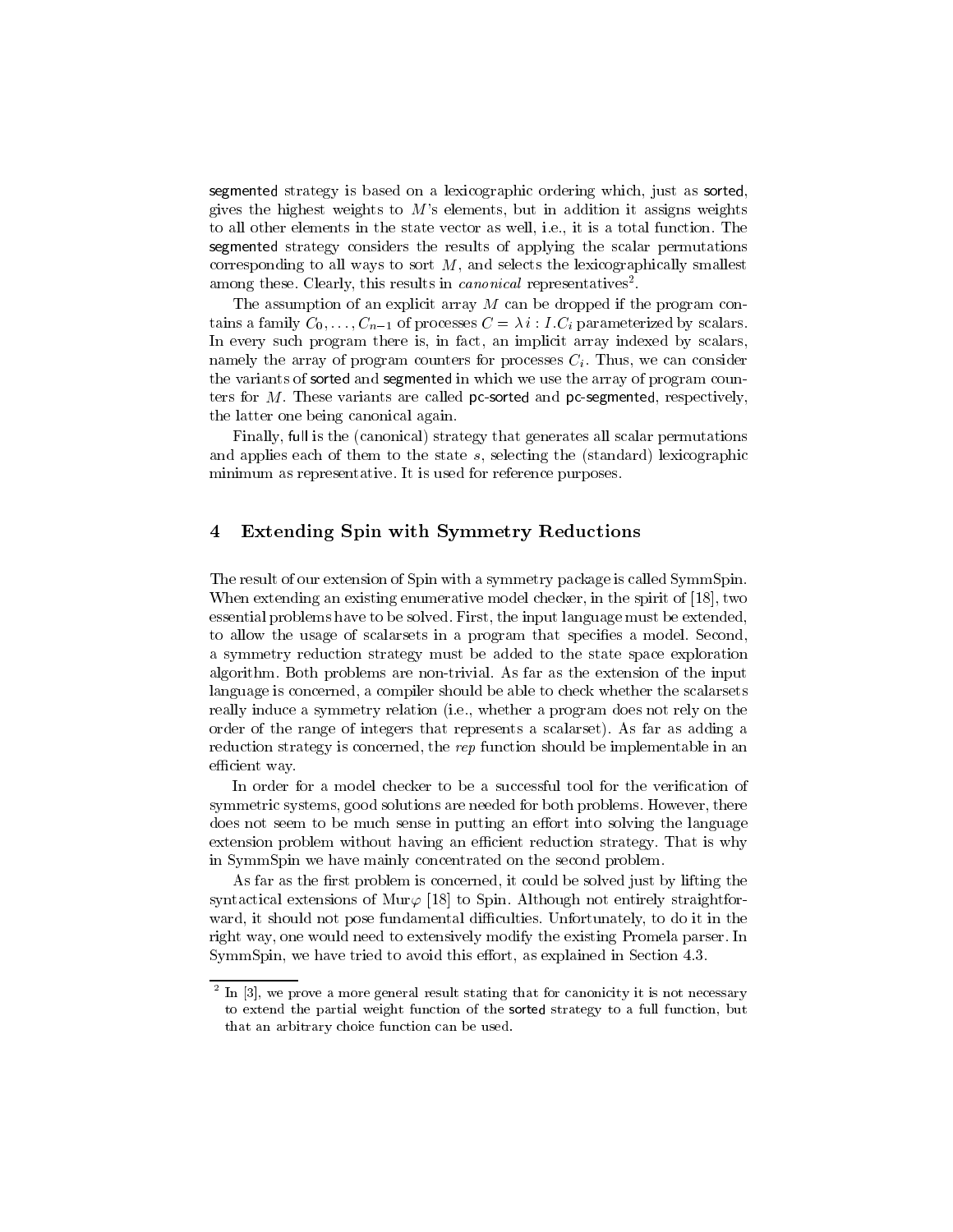segmented strategy is based on a lexicographic ordering which, just as sorted, gives the highest weights to $M$'s elements, but in addition it assigns weights to all other elements in the state vector as well, i.e., it is a total function. The segmented strategy considers the results of applying the scalar permutations corresponding to all ways to sort $M$, and selects the lexicographically smallest among these. Clearly, this results in *canonical* representatives[2].

The assumption of an explicit array $M$ can be dropped if the program contains a family $C_0, \ldots, C_{n-1}$ of processes $C = \lambda i : I.C_i$ parameterized by scalars. In every such program there is, in fact, an implicit array indexed by scalars, namely the array of program counters for processes $C_i$. Thus, we can consider the variants of sorted and segmented in which we use the array of program counters for $M$. These variants are called pc-sorted and pc-segmented, respectively, the latter one being canonical again.

Finally, full is the (canonical) strategy that generates all scalar permutations and applies each of them to the state $s$, selecting the (standard) lexicographic minimum as representative. It is used for reference purposes.

## 4 Extending Spin with Symmetry Reductions

The result of our extension of Spin with a symmetry package is called SymmSpin. When extending an existing enumerative model checker, in the spirit of [18], two essential problems have to be solved. First, the input language must be extended, to allow the usage of scalarsets in a program that specifies a model. Second, a symmetry reduction strategy must be added to the state space exploration algorithm. Both problems are non-trivial. As far as the extension of the input language is concerned, a compiler should be able to check whether the scalarsets really induce a symmetry relation (i.e., whether a program does not rely on the order of the range of integers that represents a scalarset). As far as adding a reduction strategy is concerned, the *rep* function should be implementable in an efficient way.

In order for a model checker to be a successful tool for the verification of symmetric systems, good solutions are needed for both problems. However, there does not seem to be much sense in putting an effort into solving the language extension problem without having an efficient reduction strategy. That is why in SymmSpin we have mainly concentrated on the second problem.

As far as the first problem is concerned, it could be solved just by lifting the syntactical extensions of Mur$\varphi$ [18] to Spin. Although not entirely straightforward, it should not pose fundamental difficulties. Unfortunately, to do it in the right way, one would need to extensively modify the existing Promela parser. In SymmSpin, we have tried to avoid this effort, as explained in Section 4.3.

[2] In [3], we prove a more general result stating that for canonicity it is not necessary to extend the partial weight function of the sorted strategy to a full function, but that an arbitrary choice function can be used.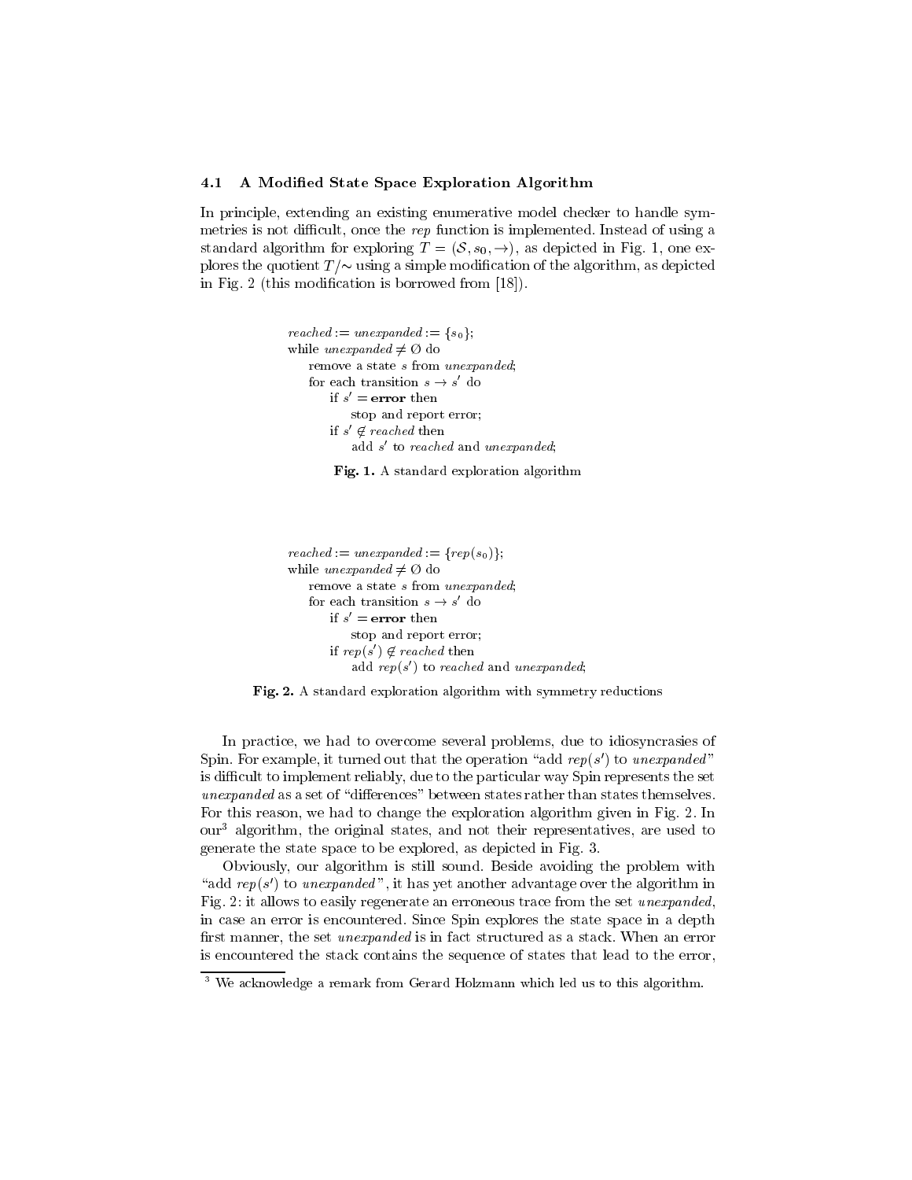### 4.1 A Modified State Space Exploration Algorithm

In principle, extending an existing enumerative model checker to handle symmetries is not difficult, once the *rep* function is implemented. Instead of using a standard algorithm for exploring $T = (\mathcal{S}, s_0, \rightarrow)$, as depicted in Fig. 1, one explores the quotient $T/\!\sim$ using a simple modification of the algorithm, as depicted in Fig. 2 (this modification is borrowed from [18]).

```
reached := unexpanded := {s0};
while unexpanded ≠ ∅ do
    remove a state s from unexpanded;
    for each transition s → s' do
        if s' = error then
            stop and report error;
        if s' ∉ reached then
            add s' to reached and unexpanded;
```

**Fig. 1.** A standard exploration algorithm

```
reached := unexpanded := {rep(s0)};
while unexpanded ≠ ∅ do
    remove a state s from unexpanded;
    for each transition s → s' do
        if s' = error then
            stop and report error;
        if rep(s') ∉ reached then
            add rep(s') to reached and unexpanded;
```

**Fig. 2.** A standard exploration algorithm with symmetry reductions

In practice, we had to overcome several problems, due to idiosyncrasies of Spin. For example, it turned out that the operation "add $rep(s')$ to *unexpanded*" is difficult to implement reliably, due to the particular way Spin represents the set *unexpanded* as a set of "differences" between states rather than states themselves. For this reason, we had to change the exploration algorithm given in Fig. 2. In our[3] algorithm, the original states, and not their representatives, are used to generate the state space to be explored, as depicted in Fig. 3.

Obviously, our algorithm is still sound. Beside avoiding the problem with "add $rep(s')$ to *unexpanded*", it has yet another advantage over the algorithm in Fig. 2: it allows to easily regenerate an erroneous trace from the set *unexpanded*, in case an error is encountered. Since Spin explores the state space in a depth first manner, the set *unexpanded* is in fact structured as a stack. When an error is encountered the stack contains the sequence of states that lead to the error,

[3] We acknowledge a remark from Gerard Holzmann which led us to this algorithm.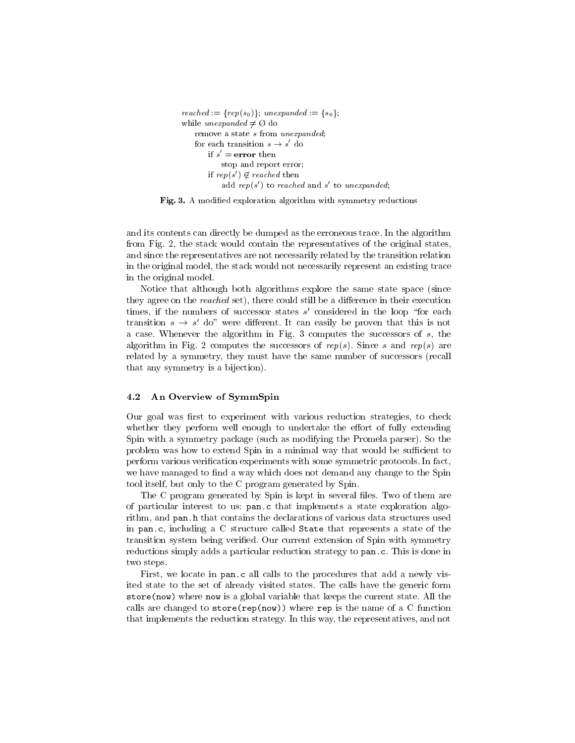```
reached := {rep(s_0)}; unexpanded := {s_0};
while unexpanded ≠ ∅ do
    remove a state s from unexpanded;
    for each transition s → s' do
        if s' = error then
            stop and report error;
        if rep(s') ∉ reached then
            add rep(s') to reached and s' to unexpanded;
```

**Fig. 3.** A modified exploration algorithm with symmetry reductions

and its contents can directly be dumped as the erroneous trace. In the algorithm from Fig. 2, the stack would contain the representatives of the original states, and since the representatives are not necessarily related by the transition relation in the original model, the stack would not necessarily represent an existing trace in the original model.

Notice that although both algorithms explore the same state space (since they agree on the *reached* set), there could still be a difference in their execution times, if the numbers of successor states $s'$ considered in the loop "for each transition $s \to s'$ do" were different. It can easily be proven that this is not a case. Whenever the algorithm in Fig. 3 computes the successors of $s$, the algorithm in Fig. 2 computes the successors of $rep(s)$. Since $s$ and $rep(s)$ are related by a symmetry, they must have the same number of successors (recall that any symmetry is a bijection).

### 4.2 An Overview of SymmSpin

Our goal was first to experiment with various reduction strategies, to check whether they perform well enough to undertake the effort of fully extending Spin with a symmetry package (such as modifying the Promela parser). So the problem was how to extend Spin in a minimal way that would be sufficient to perform various verification experiments with some symmetric protocols. In fact, we have managed to find a way which does not demand any change to the Spin tool itself, but only to the C program generated by Spin.

The C program generated by Spin is kept in several files. Two of them are of particular interest to us: `pan.c` that implements a state exploration algorithm, and `pan.h` that contains the declarations of various data structures used in `pan.c`, including a C structure called `State` that represents a state of the transition system being verified. Our current extension of Spin with symmetry reductions simply adds a particular reduction strategy to `pan.c`. This is done in two steps.

First, we locate in `pan.c` all calls to the procedures that add a newly visited state to the set of already visited states. The calls have the generic form `store(now)` where `now` is a global variable that keeps the current state. All the calls are changed to `store(rep(now))` where `rep` is the name of a C function that implements the reduction strategy. In this way, the representatives, and not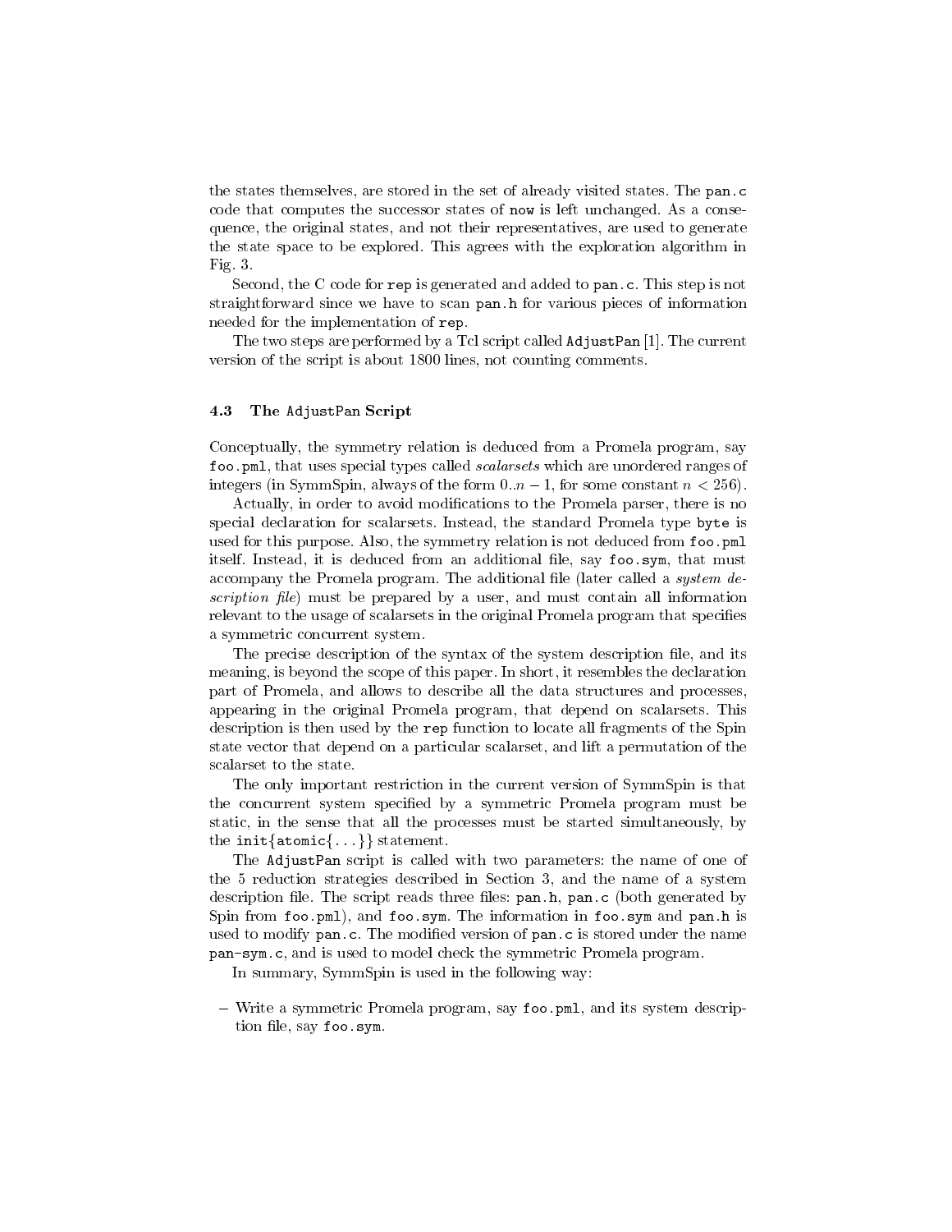the states themselves, are stored in the set of already visited states. The pan.c code that computes the successor states of now is left unchanged. As a consequence, the original states, and not their representatives, are used to generate the state space to be explored. This agrees with the exploration algorithm in Fig. 3.

Second, the C code for rep is generated and added to pan.c. This step is not straightforward since we have to scan pan.h for various pieces of information needed for the implementation of rep.

The two steps are performed by a Tcl script called AdjustPan [1]. The current version of the script is about 1800 lines, not counting comments.

### 4.3 The AdjustPan Script

Conceptually, the symmetry relation is deduced from a Promela program, say foo.pml, that uses special types called *scalarsets* which are unordered ranges of integers (in SymmSpin, always of the form $0..n-1$, for some constant $n < 256$).

Actually, in order to avoid modifications to the Promela parser, there is no special declaration for scalarsets. Instead, the standard Promela type byte is used for this purpose. Also, the symmetry relation is not deduced from foo.pml itself. Instead, it is deduced from an additional file, say foo.sym, that must accompany the Promela program. The additional file (later called a *system description file*) must be prepared by a user, and must contain all information relevant to the usage of scalarsets in the original Promela program that specifies a symmetric concurrent system.

The precise description of the syntax of the system description file, and its meaning, is beyond the scope of this paper. In short, it resembles the declaration part of Promela, and allows to describe all the data structures and processes, appearing in the original Promela program, that depend on scalarsets. This description is then used by the rep function to locate all fragments of the Spin state vector that depend on a particular scalarset, and lift a permutation of the scalarset to the state.

The only important restriction in the current version of SymmSpin is that the concurrent system specified by a symmetric Promela program must be static, in the sense that all the processes must be started simultaneously, by the init{atomic{...}} statement.

The AdjustPan script is called with two parameters: the name of one of the 5 reduction strategies described in Section 3, and the name of a system description file. The script reads three files: pan.h, pan.c (both generated by Spin from foo.pml), and foo.sym. The information in foo.sym and pan.h is used to modify pan.c. The modified version of pan.c is stored under the name pan-sym.c, and is used to model check the symmetric Promela program.

In summary, SymmSpin is used in the following way:

- Write a symmetric Promela program, say foo.pml, and its system description file, say foo.sym.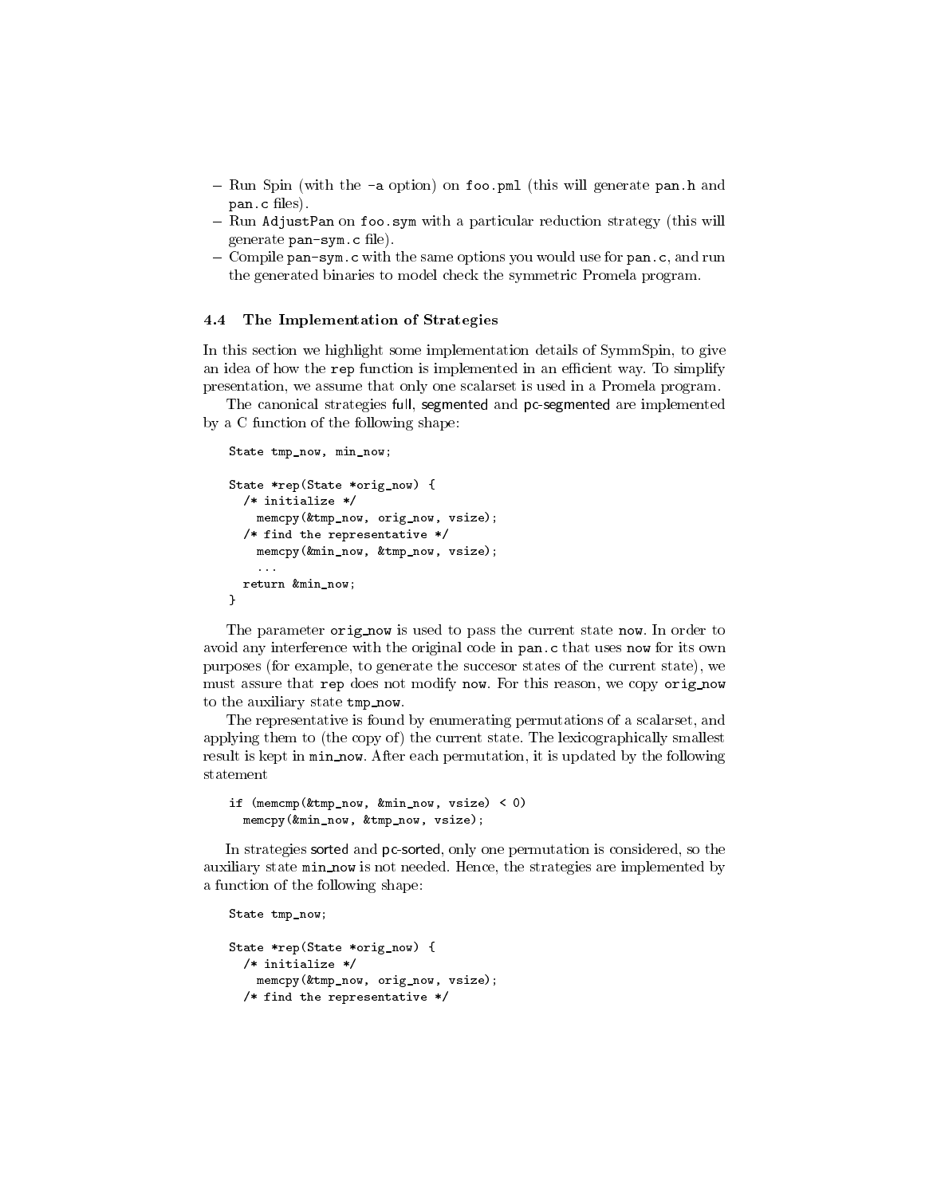– Run Spin (with the -a option) on foo.pml (this will generate pan.h and pan.c files).
– Run AdjustPan on foo.sym with a particular reduction strategy (this will generate pan-sym.c file).
– Compile pan-sym.c with the same options you would use for pan.c, and run the generated binaries to model check the symmetric Promela program.

### 4.4 The Implementation of Strategies

In this section we highlight some implementation details of SymmSpin, to give an idea of how the rep function is implemented in an efficient way. To simplify presentation, we assume that only one scalarset is used in a Promela program.

The canonical strategies full, segmented and pc-segmented are implemented by a C function of the following shape:

```
State tmp_now, min_now;

State *rep(State *orig_now) {
  /* initialize */
    memcpy(&tmp_now, orig_now, vsize);
  /* find the representative */
    memcpy(&min_now, &tmp_now, vsize);
    ...
  return &min_now;
}
```

The parameter orig_now is used to pass the current state now. In order to avoid any interference with the original code in pan.c that uses now for its own purposes (for example, to generate the succesor states of the current state), we must assure that rep does not modify now. For this reason, we copy orig_now to the auxiliary state tmp_now.

The representative is found by enumerating permutations of a scalarset, and applying them to (the copy of) the current state. The lexicographically smallest result is kept in min_now. After each permutation, it is updated by the following statement

```
if (memcmp(&tmp_now, &min_now, vsize) < 0)
  memcpy(&min_now, &tmp_now, vsize);
```

In strategies sorted and pc-sorted, only one permutation is considered, so the auxiliary state min_now is not needed. Hence, the strategies are implemented by a function of the following shape:

```
State tmp_now;

State *rep(State *orig_now) {
  /* initialize */
    memcpy(&tmp_now, orig_now, vsize);
  /* find the representative */
```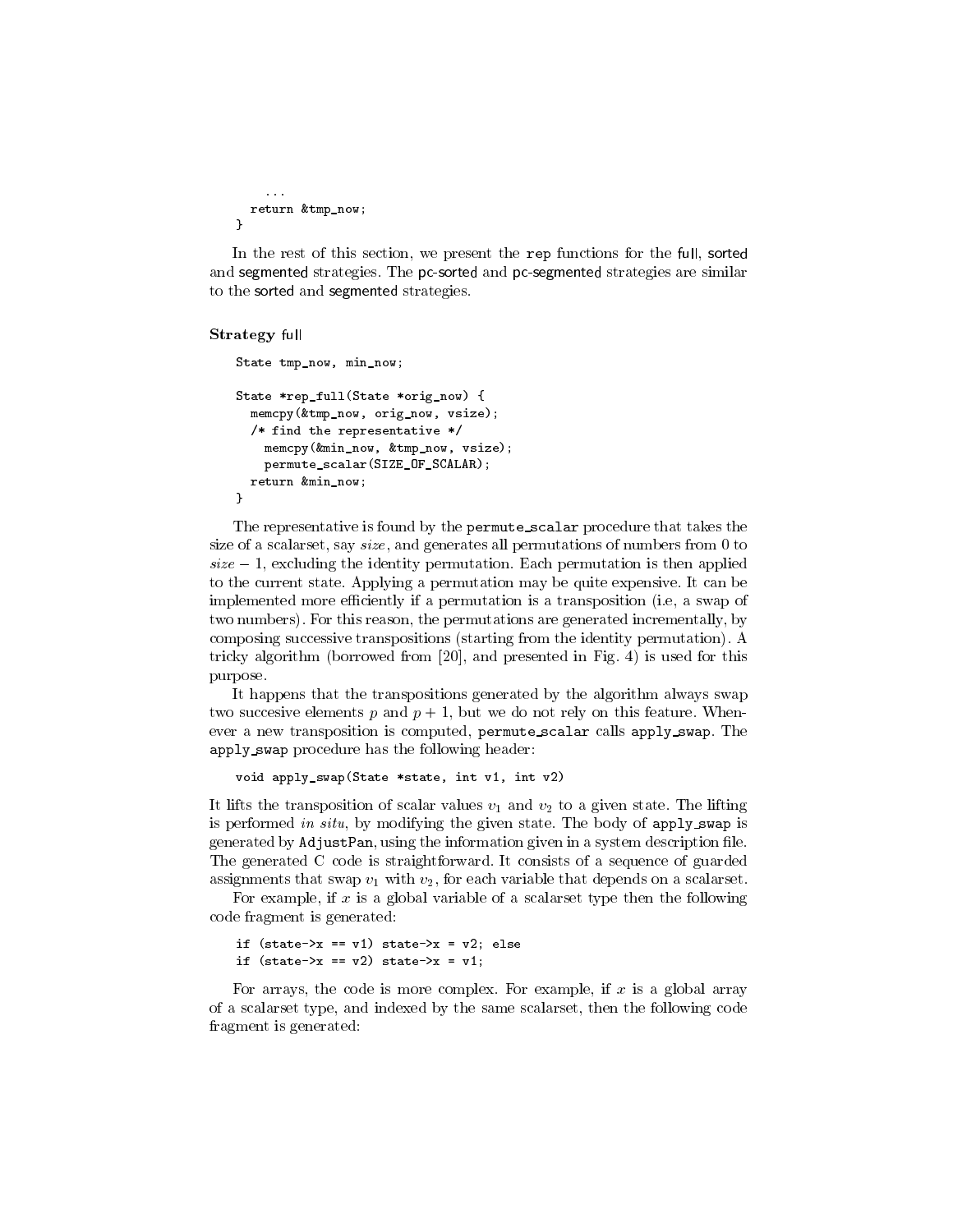```
    ...
  return &tmp_now;
}
```

In the rest of this section, we present the `rep` functions for the full, sorted and segmented strategies. The pc-sorted and pc-segmented strategies are similar to the sorted and segmented strategies.

**Strategy** full

```
State tmp_now, min_now;

State *rep_full(State *orig_now) {
  memcpy(&tmp_now, orig_now, vsize);
  /* find the representative */
    memcpy(&min_now, &tmp_now, vsize);
    permute_scalar(SIZE_OF_SCALAR);
  return &min_now;
}
```

The representative is found by the `permute_scalar` procedure that takes the size of a scalarset, say *size*, and generates all permutations of numbers from 0 to $size - 1$, excluding the identity permutation. Each permutation is then applied to the current state. Applying a permutation may be quite expensive. It can be implemented more efficiently if a permutation is a transposition (i.e, a swap of two numbers). For this reason, the permutations are generated incrementally, by composing successive transpositions (starting from the identity permutation). A tricky algorithm (borrowed from [20], and presented in Fig. 4) is used for this purpose.

It happens that the transpositions generated by the algorithm always swap two succesive elements $p$ and $p+1$, but we do not rely on this feature. Whenever a new transposition is computed, `permute_scalar` calls `apply_swap`. The `apply_swap` procedure has the following header:

```
void apply_swap(State *state, int v1, int v2)
```

It lifts the transposition of scalar values $v_1$ and $v_2$ to a given state. The lifting is performed *in situ*, by modifying the given state. The body of `apply_swap` is generated by `AdjustPan`, using the information given in a system description file. The generated C code is straightforward. It consists of a sequence of guarded assignments that swap $v_1$ with $v_2$, for each variable that depends on a scalarset.

For example, if $x$ is a global variable of a scalarset type then the following code fragment is generated:

```
if (state->x == v1) state->x = v2; else
if (state->x == v2) state->x = v1;
```

For arrays, the code is more complex. For example, if $x$ is a global array of a scalarset type, and indexed by the same scalarset, then the following code fragment is generated: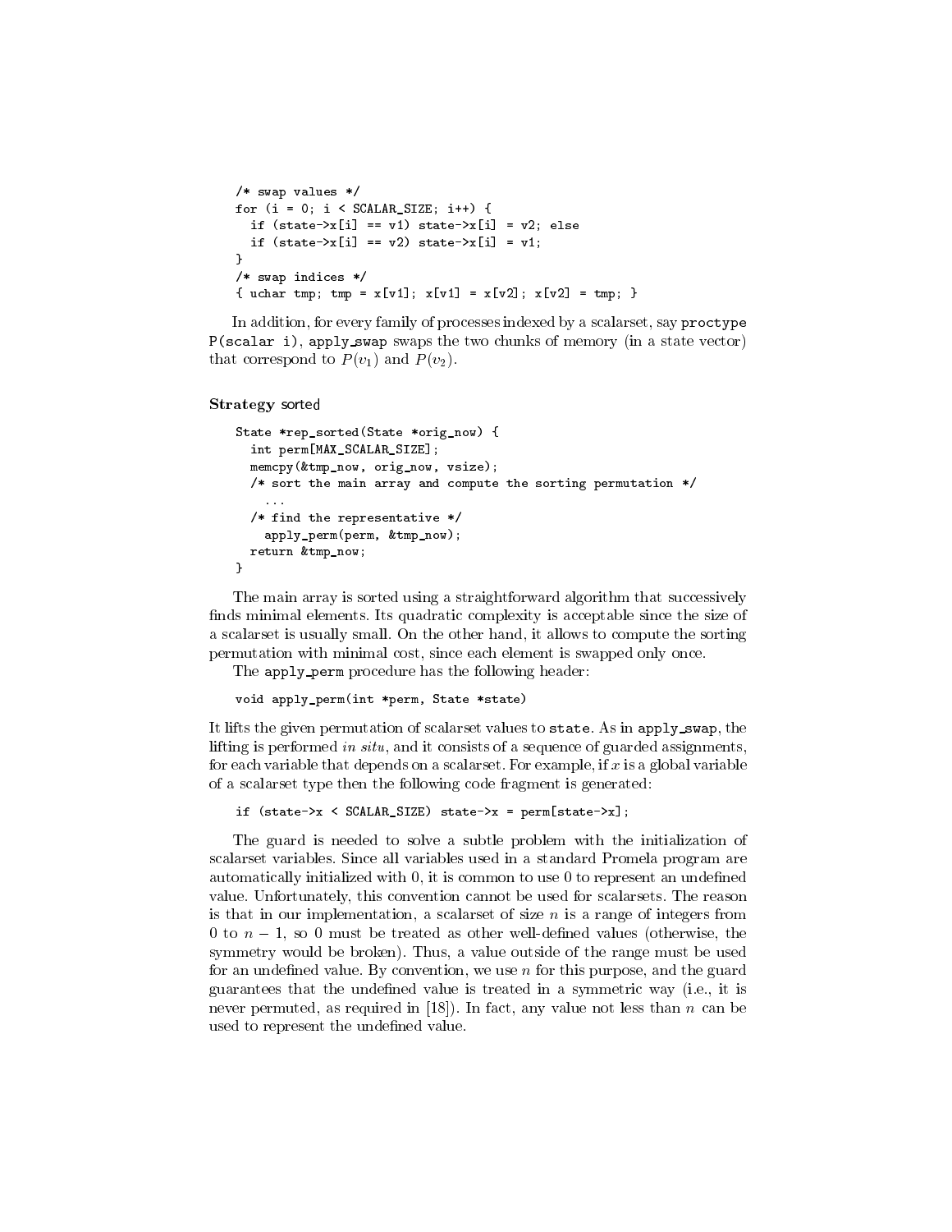```
/* swap values */
for (i = 0; i < SCALAR_SIZE; i++) {
  if (state->x[i] == v1) state->x[i] = v2; else
  if (state->x[i] == v2) state->x[i] = v1;
}
/* swap indices */
{ uchar tmp; tmp = x[v1]; x[v1] = x[v2]; x[v2] = tmp; }
```

In addition, for every family of processes indexed by a scalarset, say `proctype P(scalar i)`, `apply_swap` swaps the two chunks of memory (in a state vector) that correspond to $P(v_1)$ and $P(v_2)$.

**Strategy** sorted

```
State *rep_sorted(State *orig_now) {
  int perm[MAX_SCALAR_SIZE];
  memcpy(&tmp_now, orig_now, vsize);
  /* sort the main array and compute the sorting permutation */
    ...
  /* find the representative */
    apply_perm(perm, &tmp_now);
  return &tmp_now;
}
```

The main array is sorted using a straightforward algorithm that successively finds minimal elements. Its quadratic complexity is acceptable since the size of a scalarset is usually small. On the other hand, it allows to compute the sorting permutation with minimal cost, since each element is swapped only once.

The `apply_perm` procedure has the following header:

```
void apply_perm(int *perm, State *state)
```

It lifts the given permutation of scalarset values to `state`. As in `apply_swap`, the lifting is performed *in situ*, and it consists of a sequence of guarded assignments, for each variable that depends on a scalarset. For example, if $x$ is a global variable of a scalarset type then the following code fragment is generated:

```
if (state->x < SCALAR_SIZE) state->x = perm[state->x];
```

The guard is needed to solve a subtle problem with the initialization of scalarset variables. Since all variables used in a standard Promela program are automatically initialized with 0, it is common to use 0 to represent an undefined value. Unfortunately, this convention cannot be used for scalarsets. The reason is that in our implementation, a scalarset of size $n$ is a range of integers from 0 to $n-1$, so 0 must be treated as other well-defined values (otherwise, the symmetry would be broken). Thus, a value outside of the range must be used for an undefined value. By convention, we use $n$ for this purpose, and the guard guarantees that the undefined value is treated in a symmetric way (i.e., it is never permuted, as required in [18]). In fact, any value not less than $n$ can be used to represent the undefined value.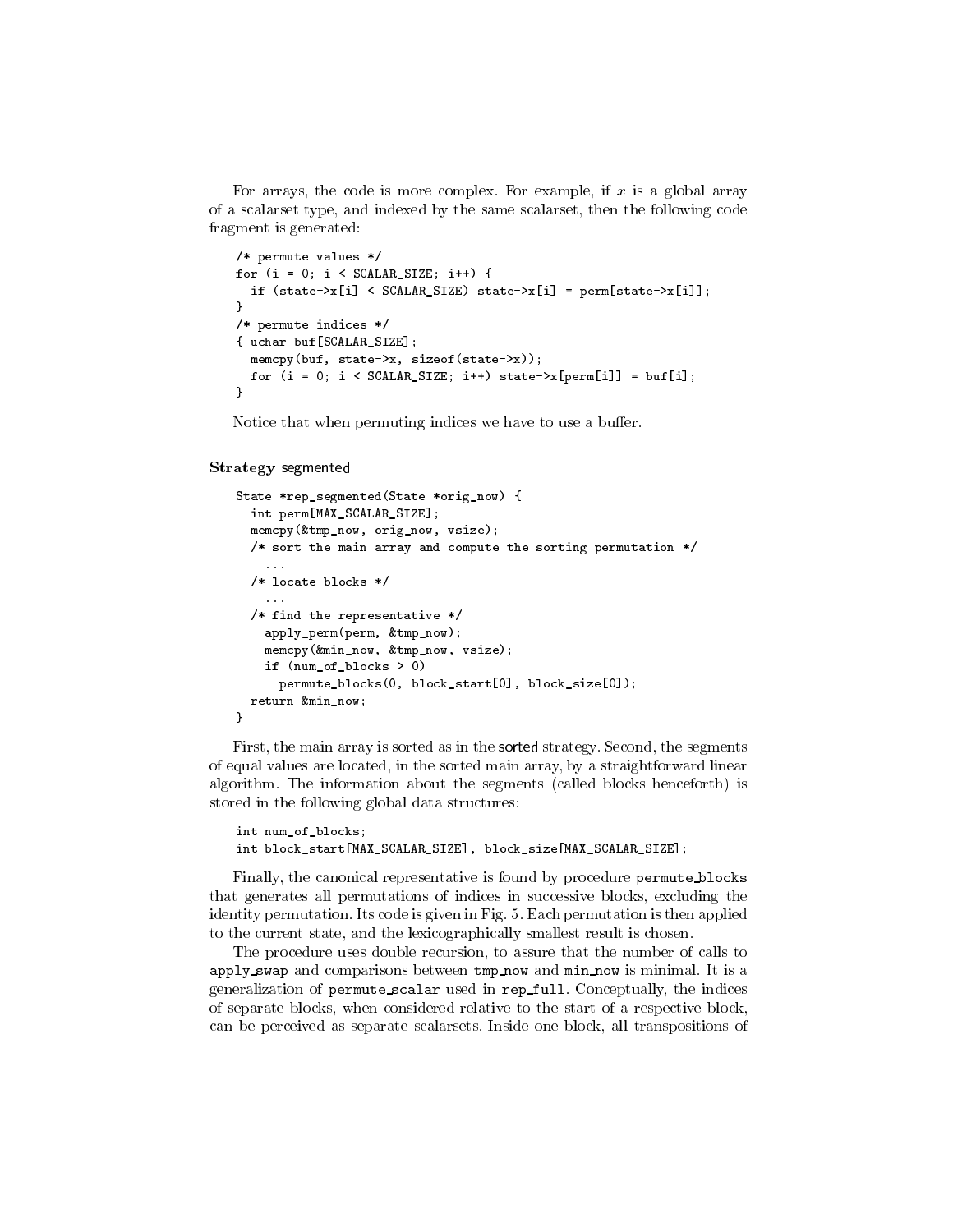For arrays, the code is more complex. For example, if $x$ is a global array of a scalarset type, and indexed by the same scalarset, then the following code fragment is generated:

```
/* permute values */
for (i = 0; i < SCALAR_SIZE; i++) {
  if (state->x[i] < SCALAR_SIZE) state->x[i] = perm[state->x[i]];
}
/* permute indices */
{ uchar buf[SCALAR_SIZE];
  memcpy(buf, state->x, sizeof(state->x));
  for (i = 0; i < SCALAR_SIZE; i++) state->x[perm[i]] = buf[i];
}
```

Notice that when permuting indices we have to use a buffer.

**Strategy** segmented

```
State *rep_segmented(State *orig_now) {
  int perm[MAX_SCALAR_SIZE];
  memcpy(&tmp_now, orig_now, vsize);
  /* sort the main array and compute the sorting permutation */
    ...
  /* locate blocks */
    ...
  /* find the representative */
    apply_perm(perm, &tmp_now);
    memcpy(&min_now, &tmp_now, vsize);
    if (num_of_blocks > 0)
      permute_blocks(0, block_start[0], block_size[0]);
  return &min_now;
}
```

First, the main array is sorted as in the sorted strategy. Second, the segments of equal values are located, in the sorted main array, by a straightforward linear algorithm. The information about the segments (called blocks henceforth) is stored in the following global data structures:

```
int num_of_blocks;
int block_start[MAX_SCALAR_SIZE], block_size[MAX_SCALAR_SIZE];
```

Finally, the canonical representative is found by procedure `permute_blocks` that generates all permutations of indices in successive blocks, excluding the identity permutation. Its code is given in Fig. 5. Each permutation is then applied to the current state, and the lexicographically smallest result is chosen.

The procedure uses double recursion, to assure that the number of calls to `apply_swap` and comparisons between `tmp_now` and `min_now` is minimal. It is a generalization of `permute_scalar` used in `rep_full`. Conceptually, the indices of separate blocks, when considered relative to the start of a respective block, can be perceived as separate scalarsets. Inside one block, all transpositions of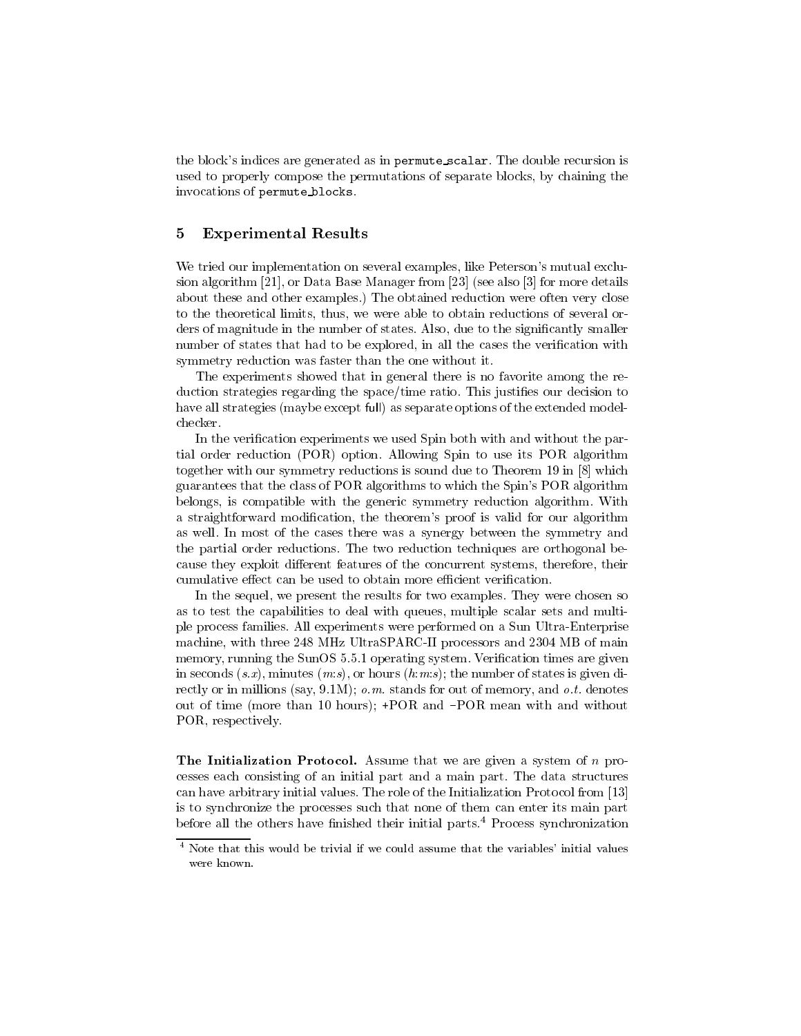the block's indices are generated as in `permute_scalar`. The double recursion is used to properly compose the permutations of separate blocks, by chaining the invocations of `permute_blocks`.

## 5 Experimental Results

We tried our implementation on several examples, like Peterson's mutual exclusion algorithm [21], or Data Base Manager from [23] (see also [3] for more details about these and other examples.) The obtained reduction were often very close to the theoretical limits, thus, we were able to obtain reductions of several orders of magnitude in the number of states. Also, due to the significantly smaller number of states that had to be explored, in all the cases the verification with symmetry reduction was faster than the one without it.

The experiments showed that in general there is no favorite among the reduction strategies regarding the space/time ratio. This justifies our decision to have all strategies (maybe except full) as separate options of the extended model-checker.

In the verification experiments we used Spin both with and without the partial order reduction (POR) option. Allowing Spin to use its POR algorithm together with our symmetry reductions is sound due to Theorem 19 in [8] which guarantees that the class of POR algorithms to which the Spin's POR algorithm belongs, is compatible with the generic symmetry reduction algorithm. With a straightforward modification, the theorem's proof is valid for our algorithm as well. In most of the cases there was a synergy between the symmetry and the partial order reductions. The two reduction techniques are orthogonal because they exploit different features of the concurrent systems, therefore, their cumulative effect can be used to obtain more efficient verification.

In the sequel, we present the results for two examples. They were chosen so as to test the capabilities to deal with queues, multiple scalar sets and multiple process families. All experiments were performed on a Sun Ultra-Enterprise machine, with three 248 MHz UltraSPARC-II processors and 2304 MB of main memory, running the SunOS 5.5.1 operating system. Verification times are given in seconds (*s.x*), minutes (*m:s*), or hours (*h:m:s*); the number of states is given directly or in millions (say, 9.1M); *o.m.* stands for out of memory, and *o.t.* denotes out of time (more than 10 hours); +POR and −POR mean with and without POR, respectively.

**The Initialization Protocol.** Assume that we are given a system of $n$ processes each consisting of an initial part and a main part. The data structures can have arbitrary initial values. The role of the Initialization Protocol from [13] is to synchronize the processes such that none of them can enter its main part before all the others have finished their initial parts.[4] Process synchronization

[4] Note that this would be trivial if we could assume that the variables' initial values were known.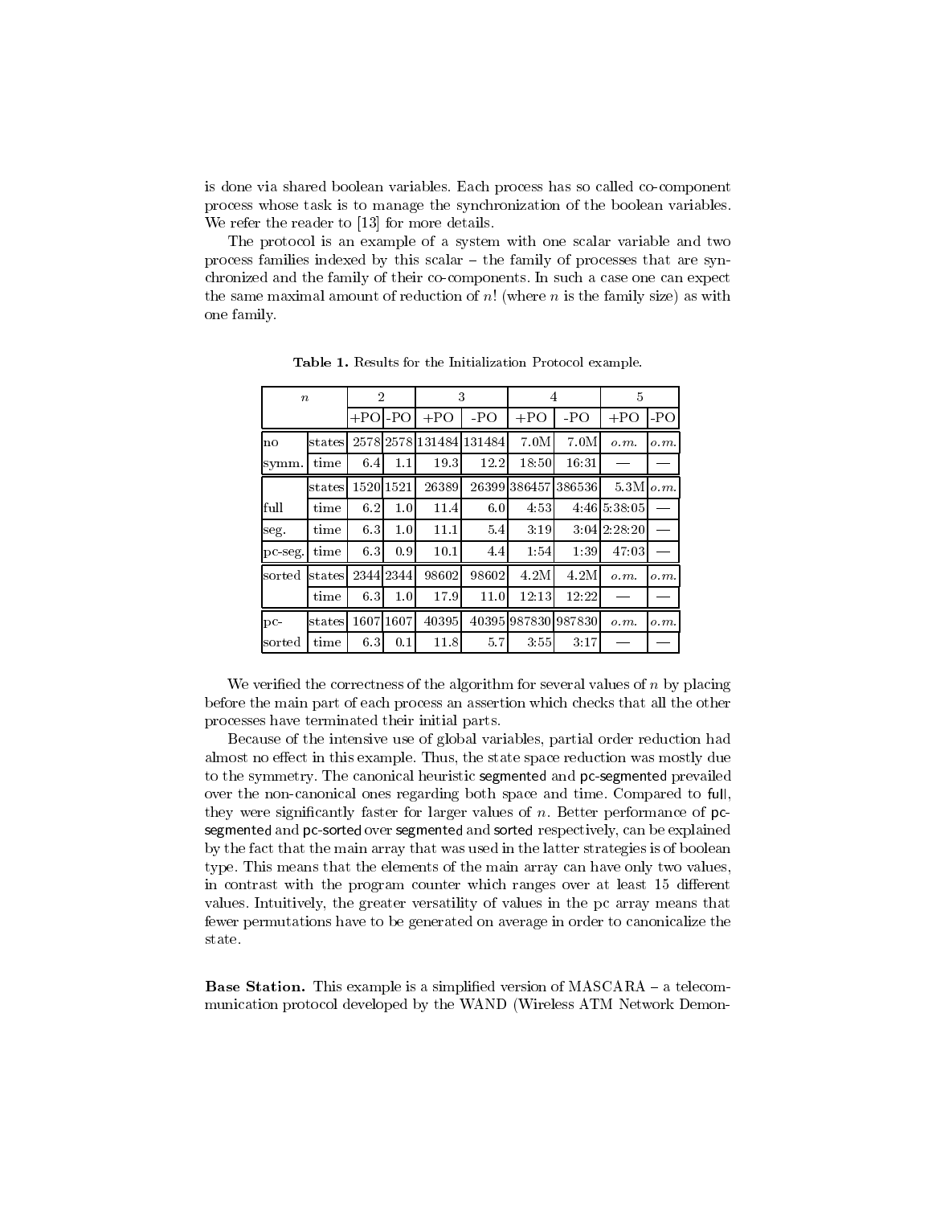is done via shared boolean variables. Each process has so called co-component process whose task is to manage the synchronization of the boolean variables. We refer the reader to [13] for more details.

The protocol is an example of a system with one scalar variable and two process families indexed by this scalar – the family of processes that are synchronized and the family of their co-components. In such a case one can expect the same maximal amount of reduction of $n!$ (where $n$ is the family size) as with one family.

**Table 1.** Results for the Initialization Protocol example.

| $n$ | | 2 | | 3 | | 4 | | 5 | |
|---|---|---|---|---|---|---|---|---|---|
| | | +PO | -PO | +PO | -PO | +PO | -PO | +PO | -PO |
| no | states | 2578 | 2578 | 131484 | 131484 | 7.0M | 7.0M | *o.m.* | *o.m.* |
| symm. | time | 6.4 | 1.1 | 19.3 | 12.2 | 18:50 | 16:31 | — | — |
| | states | 1520 | 1521 | 26389 | 26399 | 386457 | 386536 | 5.3M | *o.m.* |
| full | time | 6.2 | 1.0 | 11.4 | 6.0 | 4:53 | 4:46 | 5:38:05 | — |
| seg. | time | 6.3 | 1.0 | 11.1 | 5.4 | 3:19 | 3:04 | 2:28:20 | — |
| pc-seg. | time | 6.3 | 0.9 | 10.1 | 4.4 | 1:54 | 1:39 | 47:03 | — |
| sorted | states | 2344 | 2344 | 98602 | 98602 | 4.2M | 4.2M | *o.m.* | *o.m.* |
| | time | 6.3 | 1.0 | 17.9 | 11.0 | 12:13 | 12:22 | — | — |
| pc- | states | 1607 | 1607 | 40395 | 40395 | 987830 | 987830 | *o.m.* | *o.m.* |
| sorted | time | 6.3 | 0.1 | 11.8 | 5.7 | 3:55 | 3:17 | — | — |

We verified the correctness of the algorithm for several values of $n$ by placing before the main part of each process an assertion which checks that all the other processes have terminated their initial parts.

Because of the intensive use of global variables, partial order reduction had almost no effect in this example. Thus, the state space reduction was mostly due to the symmetry. The canonical heuristic segmented and pc-segmented prevailed over the non-canonical ones regarding both space and time. Compared to full, they were significantly faster for larger values of $n$. Better performance of pc-segmented and pc-sorted over segmented and sorted respectively, can be explained by the fact that the main array that was used in the latter strategies is of boolean type. This means that the elements of the main array can have only two values, in contrast with the program counter which ranges over at least 15 different values. Intuitively, the greater versatility of values in the pc array means that fewer permutations have to be generated on average in order to canonicalize the state.

**Base Station.** This example is a simplified version of MASCARA – a telecommunication protocol developed by the WAND (Wireless ATM Network Demon-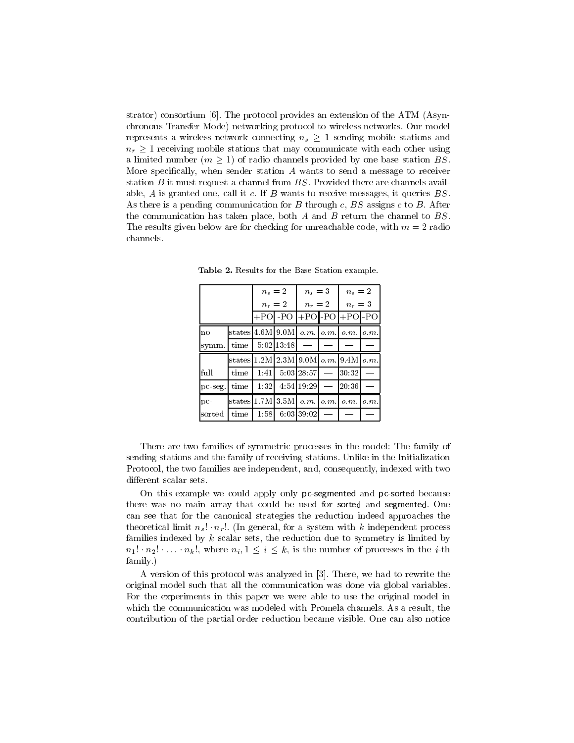strator) consortium [6]. The protocol provides an extension of the ATM (Asynchronous Transfer Mode) networking protocol to wireless networks. Our model represents a wireless network connecting $n_s \geq 1$ sending mobile stations and $n_r \geq 1$ receiving mobile stations that may communicate with each other using a limited number ($m \geq 1$) of radio channels provided by one base station $BS$. More specifically, when sender station $A$ wants to send a message to receiver station $B$ it must request a channel from $BS$. Provided there are channels available, $A$ is granted one, call it $c$. If $B$ wants to receive messages, it queries $BS$. As there is a pending communication for $B$ through $c$, $BS$ assigns $c$ to $B$. After the communication has taken place, both $A$ and $B$ return the channel to $BS$. The results given below are for checking for unreachable code, with $m = 2$ radio channels.

**Table 2.** Results for the Base Station example.

| | | $n_s = 2$ $n_r = 2$ | | $n_s = 3$ $n_r = 2$ | | $n_s = 2$ $n_r = 3$ | |
|---|---|---|---|---|---|---|---|
| | | +PO | -PO | +PO | -PO | +PO | -PO |
| no symm. | states | 4.6M | 9.0M | *o.m.* | *o.m.* | *o.m.* | *o.m.* |
| | time | 5:02 | 13:48 | — | — | — | — |
| full | states | 1.2M | 2.3M | 9.0M | *o.m.* | 9.4M | *o.m.* |
| | time | 1:41 | 5:03 | 28:57 | — | 30:32 | — |
| pc-seg. | time | 1:32 | 4:54 | 19:29 | — | 20:36 | — |
| pc-sorted | states | 1.7M | 3.5M | *o.m.* | *o.m.* | *o.m.* | *o.m.* |
| | time | 1:58 | 6:03 | 39:02 | — | — | — |

There are two families of symmetric processes in the model: The family of sending stations and the family of receiving stations. Unlike in the Initialization Protocol, the two families are independent, and, consequently, indexed with two different scalar sets.

On this example we could apply only pc-segmented and pc-sorted because there was no main array that could be used for sorted and segmented. One can see that for the canonical strategies the reduction indeed approaches the theoretical limit $n_s! \cdot n_r!$. (In general, for a system with $k$ independent process families indexed by $k$ scalar sets, the reduction due to symmetry is limited by $n_1! \cdot n_2! \cdot \ldots \cdot n_k!$, where $n_i, 1 \leq i \leq k$, is the number of processes in the $i$-th family.)

A version of this protocol was analyzed in [3]. There, we had to rewrite the original model such that all the communication was done via global variables. For the experiments in this paper we were able to use the original model in which the communication was modeled with Promela channels. As a result, the contribution of the partial order reduction became visible. One can also notice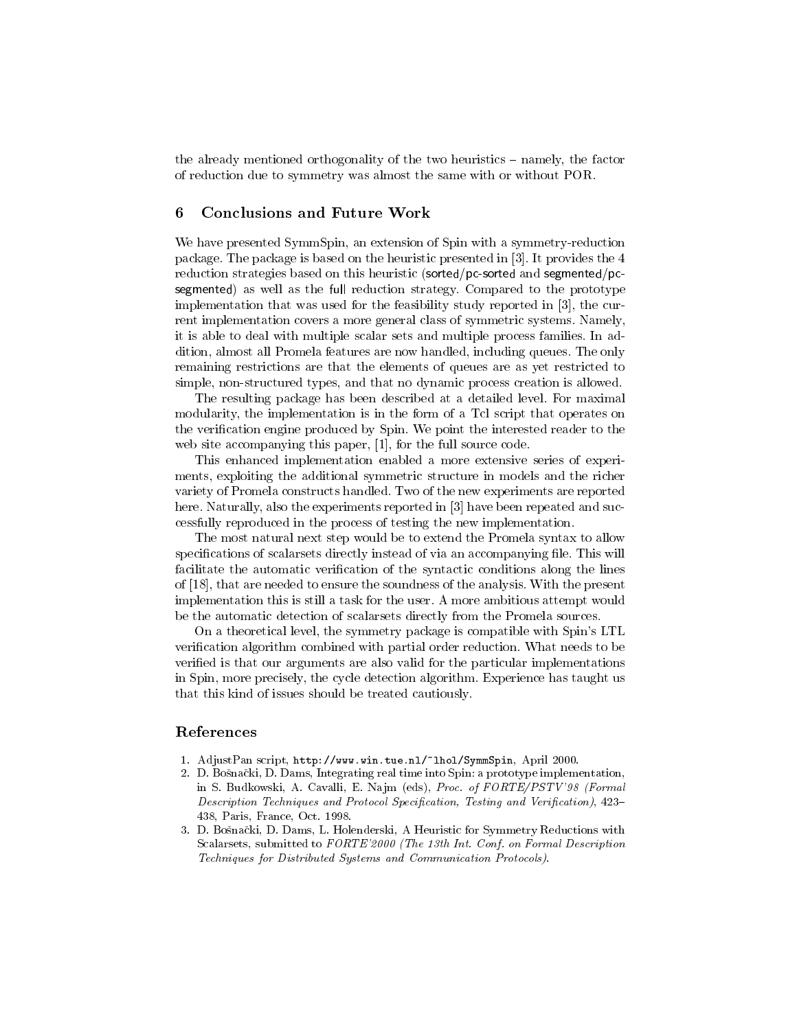the already mentioned orthogonality of the two heuristics – namely, the factor of reduction due to symmetry was almost the same with or without POR.

## 6 Conclusions and Future Work

We have presented SymmSpin, an extension of Spin with a symmetry-reduction package. The package is based on the heuristic presented in [3]. It provides the 4 reduction strategies based on this heuristic (sorted/pc-sorted and segmented/pc-segmented) as well as the full reduction strategy. Compared to the prototype implementation that was used for the feasibility study reported in [3], the current implementation covers a more general class of symmetric systems. Namely, it is able to deal with multiple scalar sets and multiple process families. In addition, almost all Promela features are now handled, including queues. The only remaining restrictions are that the elements of queues are as yet restricted to simple, non-structured types, and that no dynamic process creation is allowed.

The resulting package has been described at a detailed level. For maximal modularity, the implementation is in the form of a Tcl script that operates on the verification engine produced by Spin. We point the interested reader to the web site accompanying this paper, [1], for the full source code.

This enhanced implementation enabled a more extensive series of experiments, exploiting the additional symmetric structure in models and the richer variety of Promela constructs handled. Two of the new experiments are reported here. Naturally, also the experiments reported in [3] have been repeated and successfully reproduced in the process of testing the new implementation.

The most natural next step would be to extend the Promela syntax to allow specifications of scalarsets directly instead of via an accompanying file. This will facilitate the automatic verification of the syntactic conditions along the lines of [18], that are needed to ensure the soundness of the analysis. With the present implementation this is still a task for the user. A more ambitious attempt would be the automatic detection of scalarsets directly from the Promela sources.

On a theoretical level, the symmetry package is compatible with Spin's LTL verification algorithm combined with partial order reduction. What needs to be verified is that our arguments are also valid for the particular implementations in Spin, more precisely, the cycle detection algorithm. Experience has taught us that this kind of issues should be treated cautiously.

## References

1. AdjustPan script, `http://www.win.tue.nl/~lhol/SymmSpin`, April 2000.
2. D. Bošnački, D. Dams, Integrating real time into Spin: a prototype implementation, in S. Budkowski, A. Cavalli, E. Najm (eds), *Proc. of FORTE/PSTV'98 (Formal Description Techniques and Protocol Specification, Testing and Verification)*, 423–438, Paris, France, Oct. 1998.
3. D. Bošnački, D. Dams, L. Holenderski, A Heuristic for Symmetry Reductions with Scalarsets, submitted to *FORTE'2000 (The 13th Int. Conf. on Formal Description Techniques for Distributed Systems and Communication Protocols)*.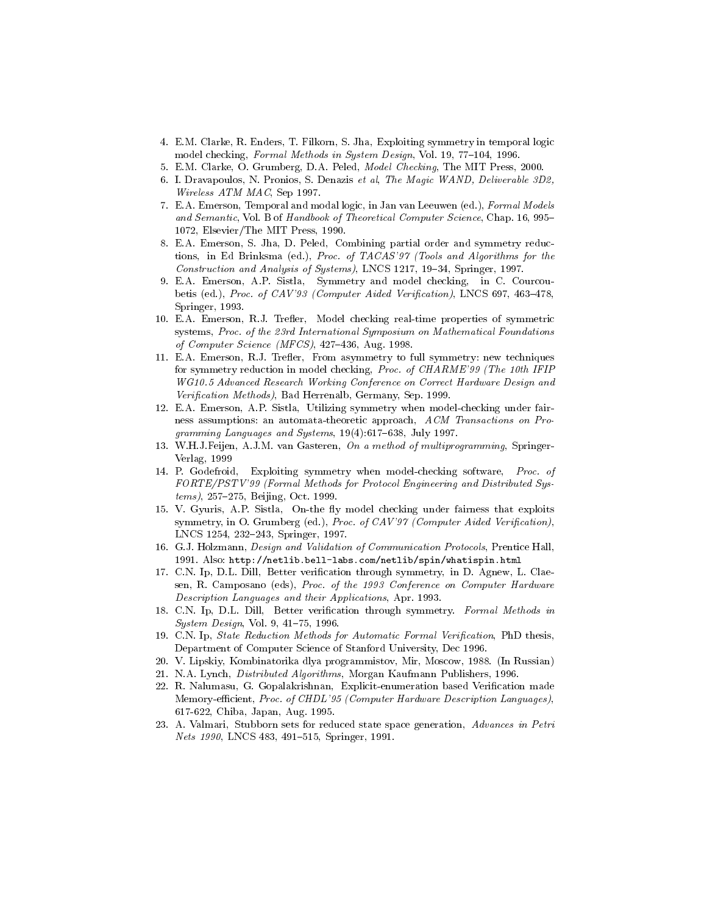4. E.M. Clarke, R. Enders, T. Filkorn, S. Jha, Exploiting symmetry in temporal logic model checking, *Formal Methods in System Design*, Vol. 19, 77–104, 1996.
5. E.M. Clarke, O. Grumberg, D.A. Peled, *Model Checking*, The MIT Press, 2000.
6. I. Dravapoulos, N. Pronios, S. Denazis *et al*, *The Magic WAND, Deliverable 3D2, Wireless ATM MAC*, Sep 1997.
7. E.A. Emerson, Temporal and modal logic, in Jan van Leeuwen (ed.), *Formal Models and Semantic*, Vol. B of *Handbook of Theoretical Computer Science*, Chap. 16, 995–1072, Elsevier/The MIT Press, 1990.
8. E.A. Emerson, S. Jha, D. Peled, Combining partial order and symmetry reductions, in Ed Brinksma (ed.), *Proc. of TACAS'97 (Tools and Algorithms for the Construction and Analysis of Systems)*, LNCS 1217, 19–34, Springer, 1997.
9. E.A. Emerson, A.P. Sistla, Symmetry and model checking, in C. Courcoubetis (ed.), *Proc. of CAV'93 (Computer Aided Verification)*, LNCS 697, 463–478, Springer, 1993.
10. E.A. Emerson, R.J. Trefler, Model checking real-time properties of symmetric systems, *Proc. of the 23rd International Symposium on Mathematical Foundations of Computer Science (MFCS)*, 427–436, Aug. 1998.
11. E.A. Emerson, R.J. Trefler, From asymmetry to full symmetry: new techniques for symmetry reduction in model checking, *Proc. of CHARME'99 (The 10th IFIP WG10.5 Advanced Research Working Conference on Correct Hardware Design and Verification Methods)*, Bad Herrenalb, Germany, Sep. 1999.
12. E.A. Emerson, A.P. Sistla, Utilizing symmetry when model-checking under fairness assumptions: an automata-theoretic approach, *ACM Transactions on Programming Languages and Systems*, 19(4):617–638, July 1997.
13. W.H.J.Feijen, A.J.M. van Gasteren, *On a method of multiprogramming*, Springer-Verlag, 1999
14. P. Godefroid, Exploiting symmetry when model-checking software, *Proc. of FORTE/PSTV'99 (Formal Methods for Protocol Engineering and Distributed Systems)*, 257–275, Beijing, Oct. 1999.
15. V. Gyuris, A.P. Sistla, On-the fly model checking under fairness that exploits symmetry, in O. Grumberg (ed.), *Proc. of CAV'97 (Computer Aided Verification)*, LNCS 1254, 232–243, Springer, 1997.
16. G.J. Holzmann, *Design and Validation of Communication Protocols*, Prentice Hall, 1991. Also: `http://netlib.bell-labs.com/netlib/spin/whatispin.html`
17. C.N. Ip, D.L. Dill, Better verification through symmetry, in D. Agnew, L. Claesen, R. Camposano (eds), *Proc. of the 1993 Conference on Computer Hardware Description Languages and their Applications*, Apr. 1993.
18. C.N. Ip, D.L. Dill, Better verification through symmetry. *Formal Methods in System Design*, Vol. 9, 41–75, 1996.
19. C.N. Ip, *State Reduction Methods for Automatic Formal Verification*, PhD thesis, Department of Computer Science of Stanford University, Dec 1996.
20. V. Lipskiy, Kombinatorika dlya programmistov, Mir, Moscow, 1988. (In Russian)
21. N.A. Lynch, *Distributed Algorithms*, Morgan Kaufmann Publishers, 1996.
22. R. Nalumasu, G. Gopalakrishnan, Explicit-enumeration based Verification made Memory-efficient, *Proc. of CHDL'95 (Computer Hardware Description Languages)*, 617-622, Chiba, Japan, Aug. 1995.
23. A. Valmari, Stubborn sets for reduced state space generation, *Advances in Petri Nets 1990*, LNCS 483, 491–515, Springer, 1991.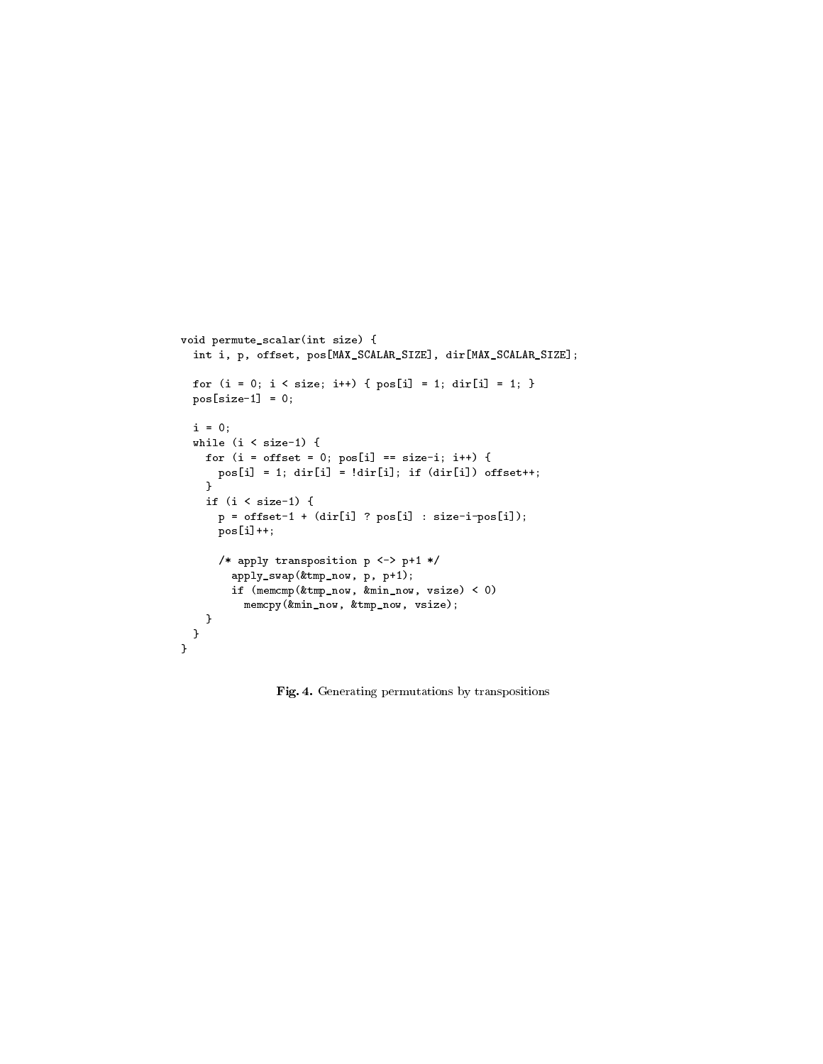```
void permute_scalar(int size) {
  int i, p, offset, pos[MAX_SCALAR_SIZE], dir[MAX_SCALAR_SIZE];

  for (i = 0; i < size; i++) { pos[i] = 1; dir[i] = 1; }
  pos[size-1] = 0;

  i = 0;
  while (i < size-1) {
    for (i = offset = 0; pos[i] == size-i; i++) {
      pos[i] = 1; dir[i] = !dir[i]; if (dir[i]) offset++;
    }
    if (i < size-1) {
      p = offset-1 + (dir[i] ? pos[i] : size-i-pos[i]);
      pos[i]++;

      /* apply transposition p <-> p+1 */
        apply_swap(&tmp_now, p, p+1);
        if (memcmp(&tmp_now, &min_now, vsize) < 0)
          memcpy(&min_now, &tmp_now, vsize);
    }
  }
}
```

**Fig. 4.** Generating permutations by transpositions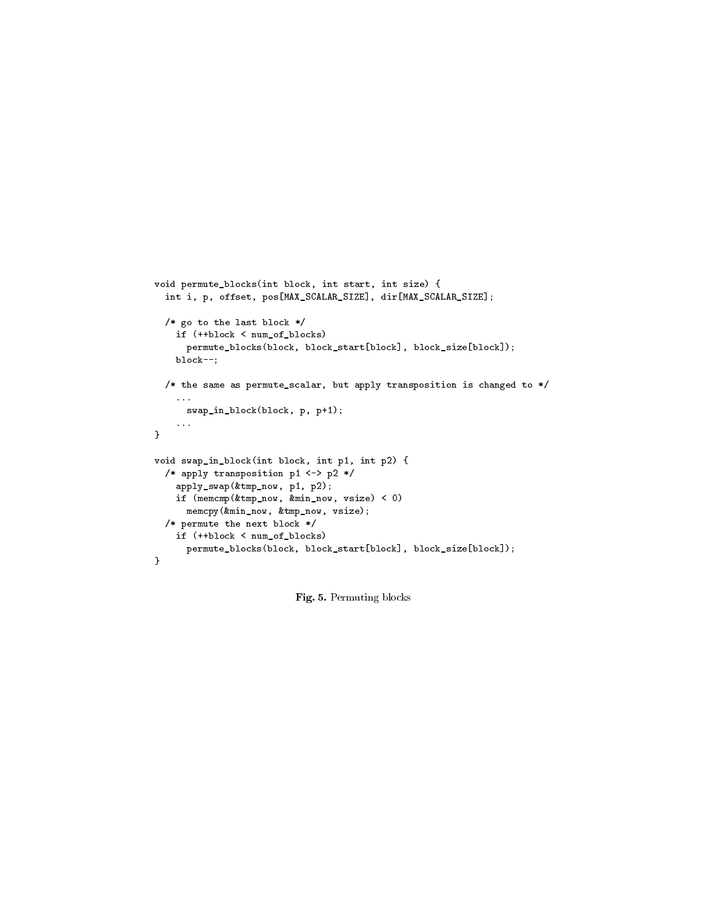```
void permute_blocks(int block, int start, int size) {
  int i, p, offset, pos[MAX_SCALAR_SIZE], dir[MAX_SCALAR_SIZE];

  /* go to the last block */
    if (++block < num_of_blocks)
      permute_blocks(block, block_start[block], block_size[block]);
    block--;

  /* the same as permute_scalar, but apply transposition is changed to */
    ...
      swap_in_block(block, p, p+1);
    ...
}

void swap_in_block(int block, int p1, int p2) {
  /* apply transposition p1 <-> p2 */
    apply_swap(&tmp_now, p1, p2);
    if (memcmp(&tmp_now, &min_now, vsize) < 0)
      memcpy(&min_now, &tmp_now, vsize);
  /* permute the next block */
    if (++block < num_of_blocks)
      permute_blocks(block, block_start[block], block_size[block]);
}
```

**Fig. 5.** Permuting blocks